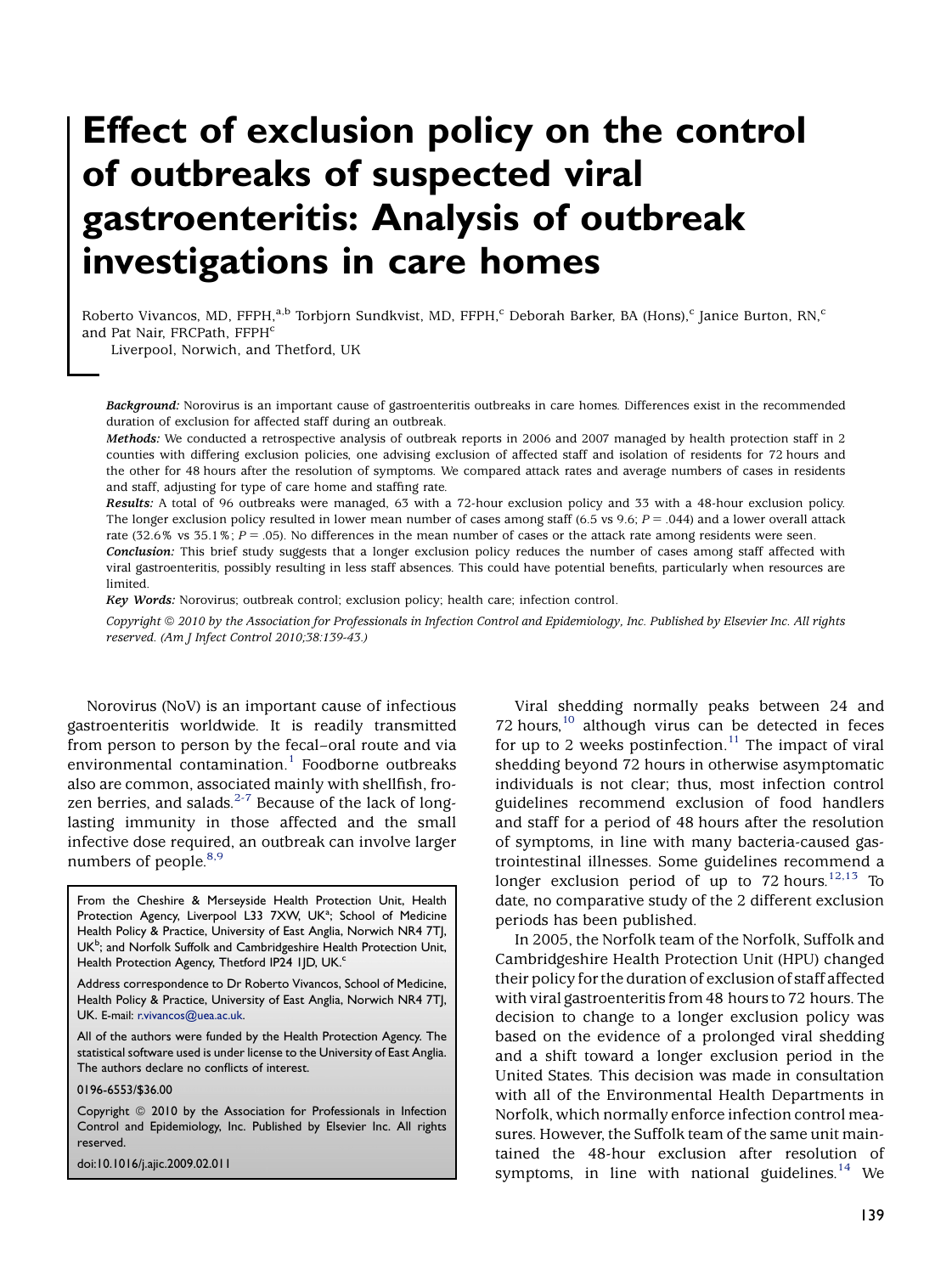# Effect of exclusion policy on the control of outbreaks of suspected viral gastroenteritis: Analysis of outbreak investigations in care homes

Roberto Vivancos, MD, FFPH,[a,b] Torbjorn Sundkvist, MD, FFPH,[c] Deborah Barker, BA (Hons),[c] Janice Burton, RN,[c] and Pat Nair, FRCPath, FFPH[c]

Liverpool, Norwich, and Thetford, UK

***Background:*** Norovirus is an important cause of gastroenteritis outbreaks in care homes. Differences exist in the recommended duration of exclusion for affected staff during an outbreak.

***Methods:*** We conducted a retrospective analysis of outbreak reports in 2006 and 2007 managed by health protection staff in 2 counties with differing exclusion policies, one advising exclusion of affected staff and isolation of residents for 72 hours and the other for 48 hours after the resolution of symptoms. We compared attack rates and average numbers of cases in residents and staff, adjusting for type of care home and staffing rate.

***Results:*** A total of 96 outbreaks were managed, 63 with a 72-hour exclusion policy and 33 with a 48-hour exclusion policy. The longer exclusion policy resulted in lower mean number of cases among staff (6.5 vs 9.6; $P = .044$) and a lower overall attack rate (32.6% vs 35.1%; $P = .05$). No differences in the mean number of cases or the attack rate among residents were seen.

***Conclusion:*** This brief study suggests that a longer exclusion policy reduces the number of cases among staff affected with viral gastroenteritis, possibly resulting in less staff absences. This could have potential benefits, particularly when resources are limited.

***Key Words:*** Norovirus; outbreak control; exclusion policy; health care; infection control.

*Copyright © 2010 by the Association for Professionals in Infection Control and Epidemiology, Inc. Published by Elsevier Inc. All rights reserved. (Am J Infect Control 2010;38:139-43.)*

Norovirus (NoV) is an important cause of infectious gastroenteritis worldwide. It is readily transmitted from person to person by the fecal–oral route and via environmental contamination.[1] Foodborne outbreaks also are common, associated mainly with shellfish, frozen berries, and salads.[2-7] Because of the lack of long-lasting immunity in those affected and the small infective dose required, an outbreak can involve larger numbers of people.[8,9]

From the Cheshire & Merseyside Health Protection Unit, Health Protection Agency, Liverpool L33 7XW, UK[a]; School of Medicine Health Policy & Practice, University of East Anglia, Norwich NR4 7TJ, UK[b]; and Norfolk Suffolk and Cambridgeshire Health Protection Unit, Health Protection Agency, Thetford IP24 1JD, UK.[c]

Address correspondence to Dr Roberto Vivancos, School of Medicine, Health Policy & Practice, University of East Anglia, Norwich NR4 7TJ, UK. E-mail: r.vivancos@uea.ac.uk.

All of the authors were funded by the Health Protection Agency. The statistical software used is under license to the University of East Anglia. The authors declare no conflicts of interest.

0196-6553/$36.00

Copyright © 2010 by the Association for Professionals in Infection Control and Epidemiology, Inc. Published by Elsevier Inc. All rights reserved.

doi:10.1016/j.ajic.2009.02.011

Viral shedding normally peaks between 24 and 72 hours,[10] although virus can be detected in feces for up to 2 weeks postinfection.[11] The impact of viral shedding beyond 72 hours in otherwise asymptomatic individuals is not clear; thus, most infection control guidelines recommend exclusion of food handlers and staff for a period of 48 hours after the resolution of symptoms, in line with many bacteria-caused gastrointestinal illnesses. Some guidelines recommend a longer exclusion period of up to 72 hours.[12,13] To date, no comparative study of the 2 different exclusion periods has been published.

In 2005, the Norfolk team of the Norfolk, Suffolk and Cambridgeshire Health Protection Unit (HPU) changed their policy for the duration of exclusion of staff affected with viral gastroenteritis from 48 hours to 72 hours. The decision to change to a longer exclusion policy was based on the evidence of a prolonged viral shedding and a shift toward a longer exclusion period in the United States. This decision was made in consultation with all of the Environmental Health Departments in Norfolk, which normally enforce infection control measures. However, the Suffolk team of the same unit maintained the 48-hour exclusion after resolution of symptoms, in line with national guidelines.[14] We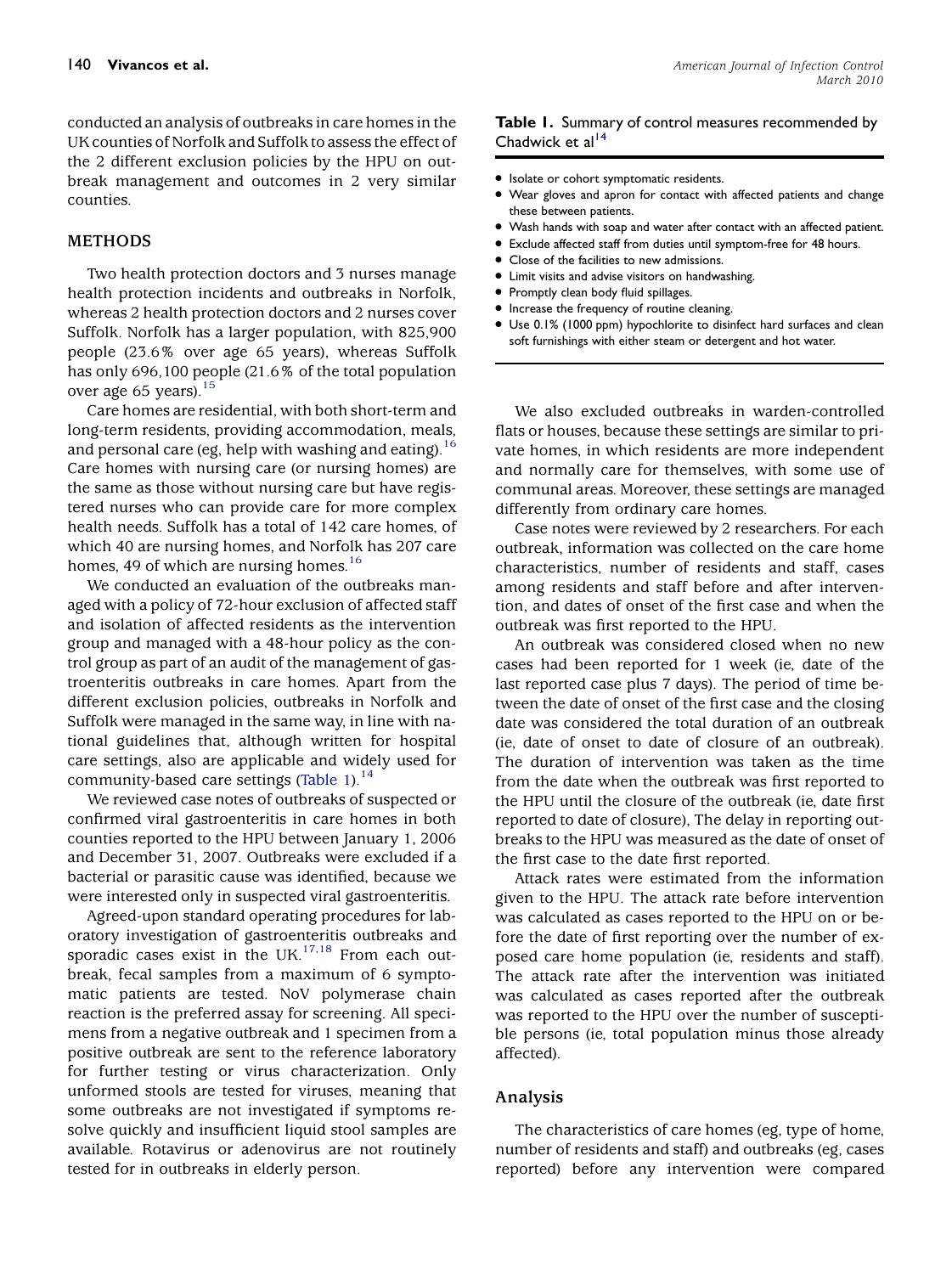conducted an analysis of outbreaks in care homes in the UK counties of Norfolk and Suffolk to assess the effect of the 2 different exclusion policies by the HPU on outbreak management and outcomes in 2 very similar counties.

## METHODS

Two health protection doctors and 3 nurses manage health protection incidents and outbreaks in Norfolk, whereas 2 health protection doctors and 2 nurses cover Suffolk. Norfolk has a larger population, with 825,900 people (23.6% over age 65 years), whereas Suffolk has only 696,100 people (21.6% of the total population over age 65 years).[15]

Care homes are residential, with both short-term and long-term residents, providing accommodation, meals, and personal care (eg, help with washing and eating).[16] Care homes with nursing care (or nursing homes) are the same as those without nursing care but have registered nurses who can provide care for more complex health needs. Suffolk has a total of 142 care homes, of which 40 are nursing homes, and Norfolk has 207 care homes, 49 of which are nursing homes.[16]

We conducted an evaluation of the outbreaks managed with a policy of 72-hour exclusion of affected staff and isolation of affected residents as the intervention group and managed with a 48-hour policy as the control group as part of an audit of the management of gastroenteritis outbreaks in care homes. Apart from the different exclusion policies, outbreaks in Norfolk and Suffolk were managed in the same way, in line with national guidelines that, although written for hospital care settings, also are applicable and widely used for community-based care settings (Table 1).[14]

We reviewed case notes of outbreaks of suspected or confirmed viral gastroenteritis in care homes in both counties reported to the HPU between January 1, 2006 and December 31, 2007. Outbreaks were excluded if a bacterial or parasitic cause was identified, because we were interested only in suspected viral gastroenteritis.

Agreed-upon standard operating procedures for laboratory investigation of gastroenteritis outbreaks and sporadic cases exist in the UK.[17,18] From each outbreak, fecal samples from a maximum of 6 symptomatic patients are tested. NoV polymerase chain reaction is the preferred assay for screening. All specimens from a negative outbreak and 1 specimen from a positive outbreak are sent to the reference laboratory for further testing or virus characterization. Only unformed stools are tested for viruses, meaning that some outbreaks are not investigated if symptoms resolve quickly and insufficient liquid stool samples are available. Rotavirus or adenovirus are not routinely tested for in outbreaks in elderly person.

**Table 1.** Summary of control measures recommended by Chadwick et al[14]

- Isolate or cohort symptomatic residents.
- Wear gloves and apron for contact with affected patients and change these between patients.
- Wash hands with soap and water after contact with an affected patient.
- Exclude affected staff from duties until symptom-free for 48 hours.
- Close of the facilities to new admissions.
- Limit visits and advise visitors on handwashing.
- Promptly clean body fluid spillages.
- Increase the frequency of routine cleaning.
- Use 0.1% (1000 ppm) hypochlorite to disinfect hard surfaces and clean soft furnishings with either steam or detergent and hot water.

We also excluded outbreaks in warden-controlled flats or houses, because these settings are similar to private homes, in which residents are more independent and normally care for themselves, with some use of communal areas. Moreover, these settings are managed differently from ordinary care homes.

Case notes were reviewed by 2 researchers. For each outbreak, information was collected on the care home characteristics, number of residents and staff, cases among residents and staff before and after intervention, and dates of onset of the first case and when the outbreak was first reported to the HPU.

An outbreak was considered closed when no new cases had been reported for 1 week (ie, date of the last reported case plus 7 days). The period of time between the date of onset of the first case and the closing date was considered the total duration of an outbreak (ie, date of onset to date of closure of an outbreak). The duration of intervention was taken as the time from the date when the outbreak was first reported to the HPU until the closure of the outbreak (ie, date first reported to date of closure), The delay in reporting outbreaks to the HPU was measured as the date of onset of the first case to the date first reported.

Attack rates were estimated from the information given to the HPU. The attack rate before intervention was calculated as cases reported to the HPU on or before the date of first reporting over the number of exposed care home population (ie, residents and staff). The attack rate after the intervention was initiated was calculated as cases reported after the outbreak was reported to the HPU over the number of susceptible persons (ie, total population minus those already affected).

### Analysis

The characteristics of care homes (eg, type of home, number of residents and staff) and outbreaks (eg, cases reported) before any intervention were compared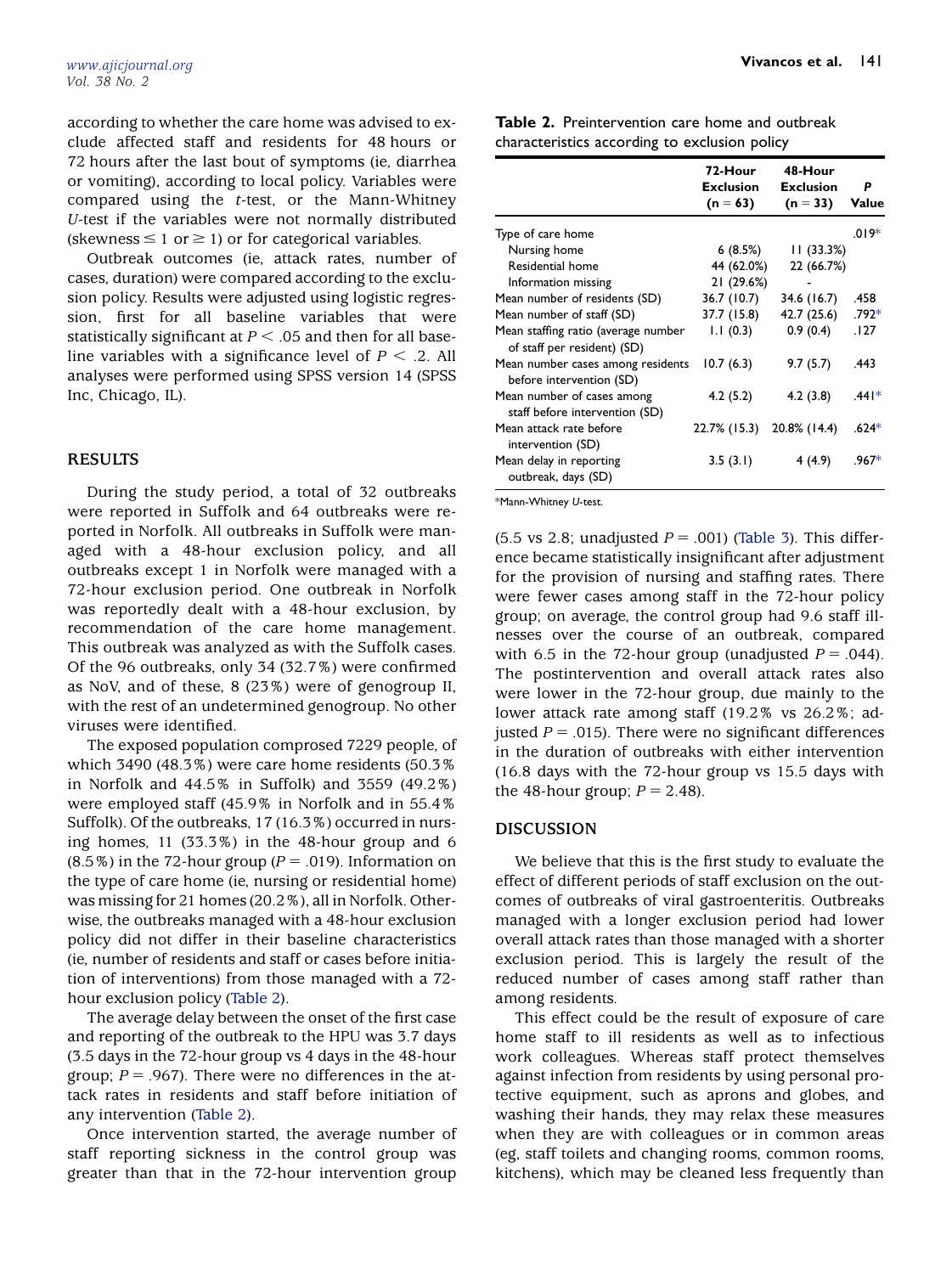according to whether the care home was advised to exclude affected staff and residents for 48 hours or 72 hours after the last bout of symptoms (ie, diarrhea or vomiting), according to local policy. Variables were compared using the *t*-test, or the Mann-Whitney *U*-test if the variables were not normally distributed (skewness ≤ 1 or ≥ 1) or for categorical variables.

Outbreak outcomes (ie, attack rates, number of cases, duration) were compared according to the exclusion policy. Results were adjusted using logistic regression, first for all baseline variables that were statistically significant at $P < .05$ and then for all baseline variables with a significance level of $P < .2$. All analyses were performed using SPSS version 14 (SPSS Inc, Chicago, IL).

## RESULTS

During the study period, a total of 32 outbreaks were reported in Suffolk and 64 outbreaks were reported in Norfolk. All outbreaks in Suffolk were managed with a 48-hour exclusion policy, and all outbreaks except 1 in Norfolk were managed with a 72-hour exclusion period. One outbreak in Norfolk was reportedly dealt with a 48-hour exclusion, by recommendation of the care home management. This outbreak was analyzed as with the Suffolk cases. Of the 96 outbreaks, only 34 (32.7%) were confirmed as NoV, and of these, 8 (23%) were of genogroup II, with the rest of an undetermined genogroup. No other viruses were identified.

The exposed population comprised 7229 people, of which 3490 (48.3%) were care home residents (50.3% in Norfolk and 44.5% in Suffolk) and 3559 (49.2%) were employed staff (45.9% in Norfolk and in 55.4% Suffolk). Of the outbreaks, 17 (16.3%) occurred in nursing homes, 11 (33.3%) in the 48-hour group and 6 (8.5%) in the 72-hour group ($P = .019$). Information on the type of care home (ie, nursing or residential home) was missing for 21 homes (20.2%), all in Norfolk. Otherwise, the outbreaks managed with a 48-hour exclusion policy did not differ in their baseline characteristics (ie, number of residents and staff or cases before initiation of interventions) from those managed with a 72-hour exclusion policy (Table 2).

The average delay between the onset of the first case and reporting of the outbreak to the HPU was 3.7 days (3.5 days in the 72-hour group vs 4 days in the 48-hour group; $P = .967$). There were no differences in the attack rates in residents and staff before initiation of any intervention (Table 2).

Once intervention started, the average number of staff reporting sickness in the control group was greater than that in the 72-hour intervention group (5.5 vs 2.8; unadjusted $P = .001$) (Table 3). This difference became statistically insignificant after adjustment for the provision of nursing and staffing rates. There were fewer cases among staff in the 72-hour policy group; on average, the control group had 9.6 staff illnesses over the course of an outbreak, compared with 6.5 in the 72-hour group (unadjusted $P = .044$). The postintervention and overall attack rates also were lower in the 72-hour group, due mainly to the lower attack rate among staff (19.2% vs 26.2%; adjusted $P = .015$). There were no significant differences in the duration of outbreaks with either intervention (16.8 days with the 72-hour group vs 15.5 days with the 48-hour group; $P = 2.48$).

**Table 2.** Preintervention care home and outbreak characteristics according to exclusion policy

| | 72-Hour Exclusion (n = 63) | 48-Hour Exclusion (n = 33) | P Value |
|---|---|---|---|
| Type of care home | | | .019* |
| Nursing home | 6 (8.5%) | 11 (33.3%) | |
| Residential home | 44 (62.0%) | 22 (66.7%) | |
| Information missing | 21 (29.6%) | - | |
| Mean number of residents (SD) | 36.7 (10.7) | 34.6 (16.7) | .458 |
| Mean number of staff (SD) | 37.7 (15.8) | 42.7 (25.6) | .792* |
| Mean staffing ratio (average number of staff per resident) (SD) | 1.1 (0.3) | 0.9 (0.4) | .127 |
| Mean number cases among residents before intervention (SD) | 10.7 (6.3) | 9.7 (5.7) | .443 |
| Mean number of cases among staff before intervention (SD) | 4.2 (5.2) | 4.2 (3.8) | .441* |
| Mean attack rate before intervention (SD) | 22.7% (15.3) | 20.8% (14.4) | .624* |
| Mean delay in reporting outbreak, days (SD) | 3.5 (3.1) | 4 (4.9) | .967* |

*Mann-Whitney *U*-test.

## DISCUSSION

We believe that this is the first study to evaluate the effect of different periods of staff exclusion on the outcomes of outbreaks of viral gastroenteritis. Outbreaks managed with a longer exclusion period had lower overall attack rates than those managed with a shorter exclusion period. This is largely the result of the reduced number of cases among staff rather than among residents.

This effect could be the result of exposure of care home staff to ill residents as well as to infectious work colleagues. Whereas staff protect themselves against infection from residents by using personal protective equipment, such as aprons and globes, and washing their hands, they may relax these measures when they are with colleagues or in common areas (eg, staff toilets and changing rooms, common rooms, kitchens), which may be cleaned less frequently than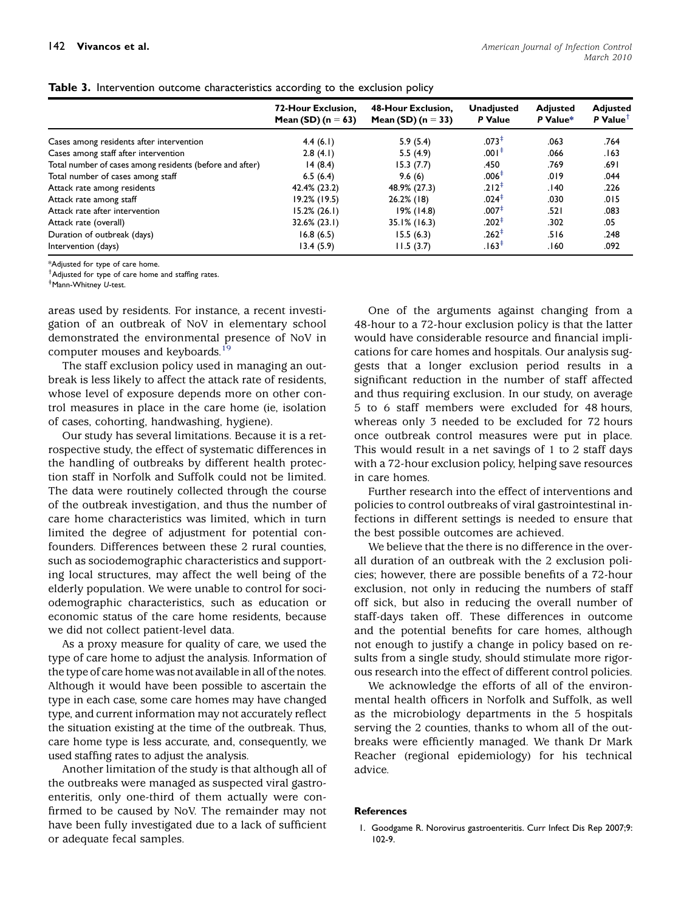**Table 3.** Intervention outcome characteristics according to the exclusion policy

| | 72-Hour Exclusion, Mean (SD) (n = 63) | 48-Hour Exclusion, Mean (SD) (n = 33) | Unadjusted *P* Value | Adjusted *P* Value* | Adjusted *P* Value† |
|---|---|---|---|---|---|
| Cases among residents after intervention | 4.4 (6.1) | 5.9 (5.4) | .073‡ | .063 | .764 |
| Cases among staff after intervention | 2.8 (4.1) | 5.5 (4.9) | .001‡ | .066 | .163 |
| Total number of cases among residents (before and after) | 14 (8.4) | 15.3 (7.7) | .450 | .769 | .691 |
| Total number of cases among staff | 6.5 (6.4) | 9.6 (6) | .006‡ | .019 | .044 |
| Attack rate among residents | 42.4% (23.2) | 48.9% (27.3) | .212‡ | .140 | .226 |
| Attack rate among staff | 19.2% (19.5) | 26.2% (18) | .024‡ | .030 | .015 |
| Attack rate after intervention | 15.2% (26.1) | 19% (14.8) | .007‡ | .521 | .083 |
| Attack rate (overall) | 32.6% (23.1) | 35.1% (16.3) | .202‡ | .302 | .05 |
| Duration of outbreak (days) | 16.8 (6.5) | 15.5 (6.3) | .262‡ | .516 | .248 |
| Intervention (days) | 13.4 (5.9) | 11.5 (3.7) | .163‡ | .160 | .092 |

*Adjusted for type of care home.

†Adjusted for type of care home and staffing rates.

‡Mann-Whitney *U*-test.

areas used by residents. For instance, a recent investigation of an outbreak of NoV in elementary school demonstrated the environmental presence of NoV in computer mouses and keyboards.[19]

The staff exclusion policy used in managing an outbreak is less likely to affect the attack rate of residents, whose level of exposure depends more on other control measures in place in the care home (ie, isolation of cases, cohorting, handwashing, hygiene).

Our study has several limitations. Because it is a retrospective study, the effect of systematic differences in the handling of outbreaks by different health protection staff in Norfolk and Suffolk could not be limited. The data were routinely collected through the course of the outbreak investigation, and thus the number of care home characteristics was limited, which in turn limited the degree of adjustment for potential confounders. Differences between these 2 rural counties, such as sociodemographic characteristics and supporting local structures, may affect the well being of the elderly population. We were unable to control for sociodemographic characteristics, such as education or economic status of the care home residents, because we did not collect patient-level data.

As a proxy measure for quality of care, we used the type of care home to adjust the analysis. Information of the type of care home was not available in all of the notes. Although it would have been possible to ascertain the type in each case, some care homes may have changed type, and current information may not accurately reflect the situation existing at the time of the outbreak. Thus, care home type is less accurate, and, consequently, we used staffing rates to adjust the analysis.

Another limitation of the study is that although all of the outbreaks were managed as suspected viral gastroenteritis, only one-third of them actually were confirmed to be caused by NoV. The remainder may not have been fully investigated due to a lack of sufficient or adequate fecal samples.

One of the arguments against changing from a 48-hour to a 72-hour exclusion policy is that the latter would have considerable resource and financial implications for care homes and hospitals. Our analysis suggests that a longer exclusion period results in a significant reduction in the number of staff affected and thus requiring exclusion. In our study, on average 5 to 6 staff members were excluded for 48 hours, whereas only 3 needed to be excluded for 72 hours once outbreak control measures were put in place. This would result in a net savings of 1 to 2 staff days with a 72-hour exclusion policy, helping save resources in care homes.

Further research into the effect of interventions and policies to control outbreaks of viral gastrointestinal infections in different settings is needed to ensure that the best possible outcomes are achieved.

We believe that the there is no difference in the overall duration of an outbreak with the 2 exclusion policies; however, there are possible benefits of a 72-hour exclusion, not only in reducing the numbers of staff off sick, but also in reducing the overall number of staff-days taken off. These differences in outcome and the potential benefits for care homes, although not enough to justify a change in policy based on results from a single study, should stimulate more rigorous research into the effect of different control policies.

We acknowledge the efforts of all of the environmental health officers in Norfolk and Suffolk, as well as the microbiology departments in the 5 hospitals serving the 2 counties, thanks to whom all of the outbreaks were efficiently managed. We thank Dr Mark Reacher (regional epidemiology) for his technical advice.

## References

1. Goodgame R. Norovirus gastroenteritis. Curr Infect Dis Rep 2007;9: 102-9.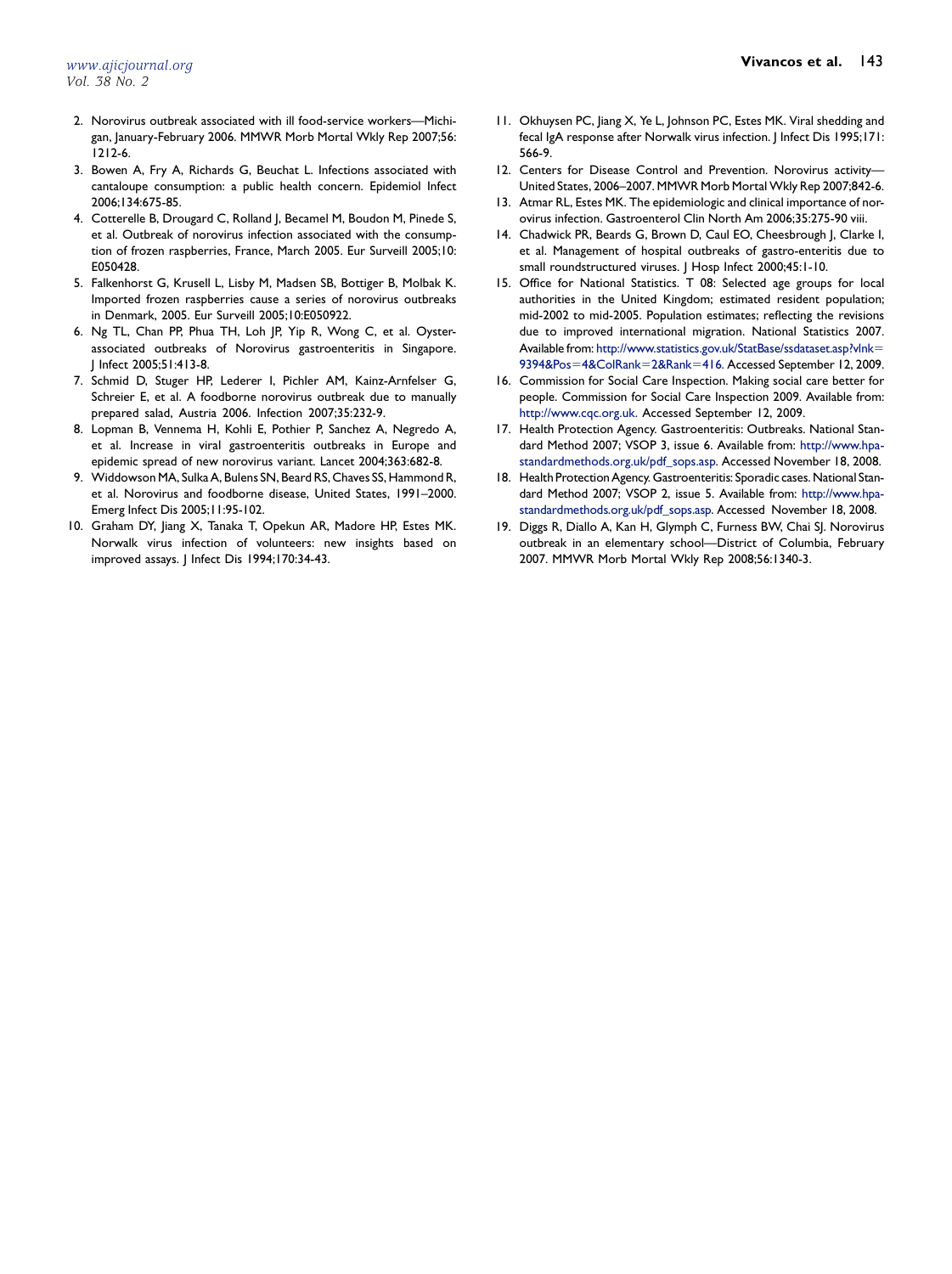2. Norovirus outbreak associated with ill food-service workers—Michigan, January-February 2006. MMWR Morb Mortal Wkly Rep 2007;56: 1212-6.
3. Bowen A, Fry A, Richards G, Beuchat L. Infections associated with cantaloupe consumption: a public health concern. Epidemiol Infect 2006;134:675-85.
4. Cotterelle B, Drougard C, Rolland J, Becamel M, Boudon M, Pinede S, et al. Outbreak of norovirus infection associated with the consumption of frozen raspberries, France, March 2005. Eur Surveill 2005;10: E050428.
5. Falkenhorst G, Krusell L, Lisby M, Madsen SB, Bottiger B, Molbak K. Imported frozen raspberries cause a series of norovirus outbreaks in Denmark, 2005. Eur Surveill 2005;10:E050922.
6. Ng TL, Chan PP, Phua TH, Loh JP, Yip R, Wong C, et al. Oyster-associated outbreaks of Norovirus gastroenteritis in Singapore. J Infect 2005;51:413-8.
7. Schmid D, Stuger HP, Lederer I, Pichler AM, Kainz-Arnfelser G, Schreier E, et al. A foodborne norovirus outbreak due to manually prepared salad, Austria 2006. Infection 2007;35:232-9.
8. Lopman B, Vennema H, Kohli E, Pothier P, Sanchez A, Negredo A, et al. Increase in viral gastroenteritis outbreaks in Europe and epidemic spread of new norovirus variant. Lancet 2004;363:682-8.
9. Widdowson MA, Sulka A, Bulens SN, Beard RS, Chaves SS, Hammond R, et al. Norovirus and foodborne disease, United States, 1991–2000. Emerg Infect Dis 2005;11:95-102.
10. Graham DY, Jiang X, Tanaka T, Opekun AR, Madore HP, Estes MK. Norwalk virus infection of volunteers: new insights based on improved assays. J Infect Dis 1994;170:34-43.
11. Okhuysen PC, Jiang X, Ye L, Johnson PC, Estes MK. Viral shedding and fecal IgA response after Norwalk virus infection. J Infect Dis 1995;171: 566-9.
12. Centers for Disease Control and Prevention. Norovirus activity—United States, 2006–2007. MMWR Morb Mortal Wkly Rep 2007;842-6.
13. Atmar RL, Estes MK. The epidemiologic and clinical importance of norovirus infection. Gastroenterol Clin North Am 2006;35:275-90 viii.
14. Chadwick PR, Beards G, Brown D, Caul EO, Cheesbrough J, Clarke I, et al. Management of hospital outbreaks of gastro-enteritis due to small roundstructured viruses. J Hosp Infect 2000;45:1-10.
15. Office for National Statistics. T 08: Selected age groups for local authorities in the United Kingdom; estimated resident population; mid-2002 to mid-2005. Population estimates; reflecting the revisions due to improved international migration. National Statistics 2007. Available from: http://www.statistics.gov.uk/StatBase/ssdataset.asp?vlnk=9394&Pos=4&ColRank=2&Rank=416. Accessed September 12, 2009.
16. Commission for Social Care Inspection. Making social care better for people. Commission for Social Care Inspection 2009. Available from: http://www.cqc.org.uk. Accessed September 12, 2009.
17. Health Protection Agency. Gastroenteritis: Outbreaks. National Standard Method 2007; VSOP 3, issue 6. Available from: http://www.hpa-standardmethods.org.uk/pdf_sops.asp. Accessed November 18, 2008.
18. Health Protection Agency. Gastroenteritis: Sporadic cases. National Standard Method 2007; VSOP 2, issue 5. Available from: http://www.hpa-standardmethods.org.uk/pdf_sops.asp. Accessed November 18, 2008.
19. Diggs R, Diallo A, Kan H, Glymph C, Furness BW, Chai SJ. Norovirus outbreak in an elementary school—District of Columbia, February 2007. MMWR Morb Mortal Wkly Rep 2008;56:1340-3.